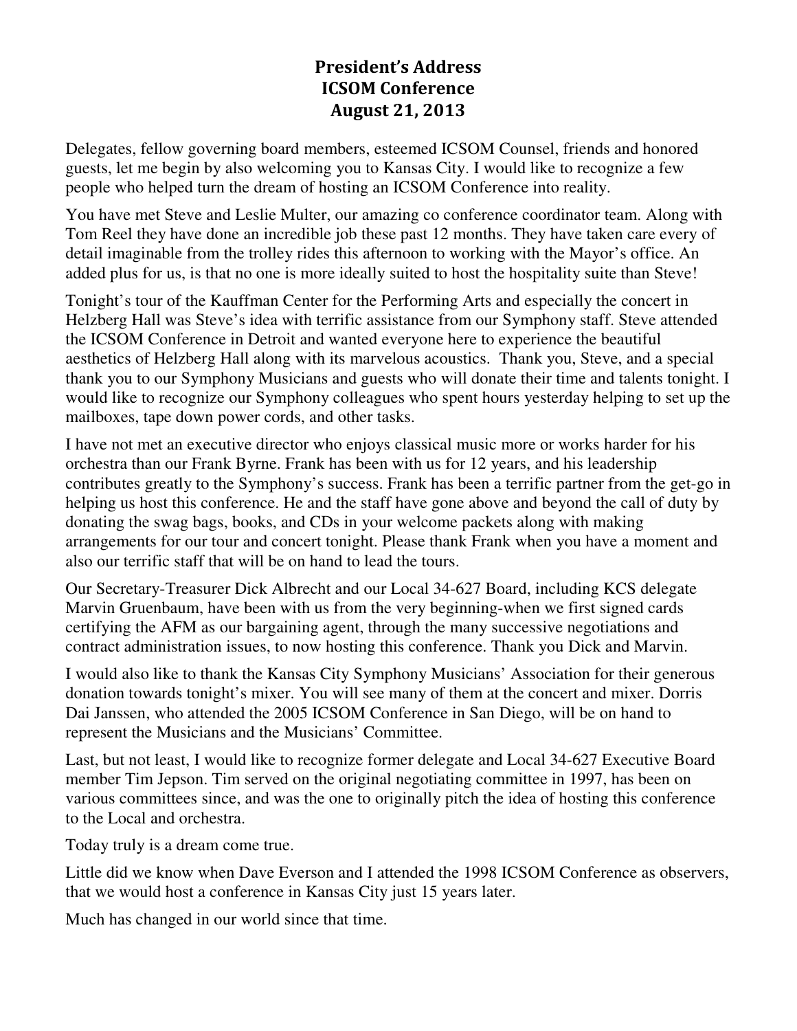# President's Address
# ICSOM Conference
# August 21, 2013

Delegates, fellow governing board members, esteemed ICSOM Counsel, friends and honored guests, let me begin by also welcoming you to Kansas City. I would like to recognize a few people who helped turn the dream of hosting an ICSOM Conference into reality.

You have met Steve and Leslie Multer, our amazing co conference coordinator team. Along with Tom Reel they have done an incredible job these past 12 months. They have taken care every of detail imaginable from the trolley rides this afternoon to working with the Mayor's office. An added plus for us, is that no one is more ideally suited to host the hospitality suite than Steve!

Tonight's tour of the Kauffman Center for the Performing Arts and especially the concert in Helzberg Hall was Steve's idea with terrific assistance from our Symphony staff. Steve attended the ICSOM Conference in Detroit and wanted everyone here to experience the beautiful aesthetics of Helzberg Hall along with its marvelous acoustics. Thank you, Steve, and a special thank you to our Symphony Musicians and guests who will donate their time and talents tonight. I would like to recognize our Symphony colleagues who spent hours yesterday helping to set up the mailboxes, tape down power cords, and other tasks.

I have not met an executive director who enjoys classical music more or works harder for his orchestra than our Frank Byrne. Frank has been with us for 12 years, and his leadership contributes greatly to the Symphony's success. Frank has been a terrific partner from the get-go in helping us host this conference. He and the staff have gone above and beyond the call of duty by donating the swag bags, books, and CDs in your welcome packets along with making arrangements for our tour and concert tonight. Please thank Frank when you have a moment and also our terrific staff that will be on hand to lead the tours.

Our Secretary-Treasurer Dick Albrecht and our Local 34-627 Board, including KCS delegate Marvin Gruenbaum, have been with us from the very beginning-when we first signed cards certifying the AFM as our bargaining agent, through the many successive negotiations and contract administration issues, to now hosting this conference. Thank you Dick and Marvin.

I would also like to thank the Kansas City Symphony Musicians' Association for their generous donation towards tonight's mixer. You will see many of them at the concert and mixer. Dorris Dai Janssen, who attended the 2005 ICSOM Conference in San Diego, will be on hand to represent the Musicians and the Musicians' Committee.

Last, but not least, I would like to recognize former delegate and Local 34-627 Executive Board member Tim Jepson. Tim served on the original negotiating committee in 1997, has been on various committees since, and was the one to originally pitch the idea of hosting this conference to the Local and orchestra.

Today truly is a dream come true.

Little did we know when Dave Everson and I attended the 1998 ICSOM Conference as observers, that we would host a conference in Kansas City just 15 years later.

Much has changed in our world since that time.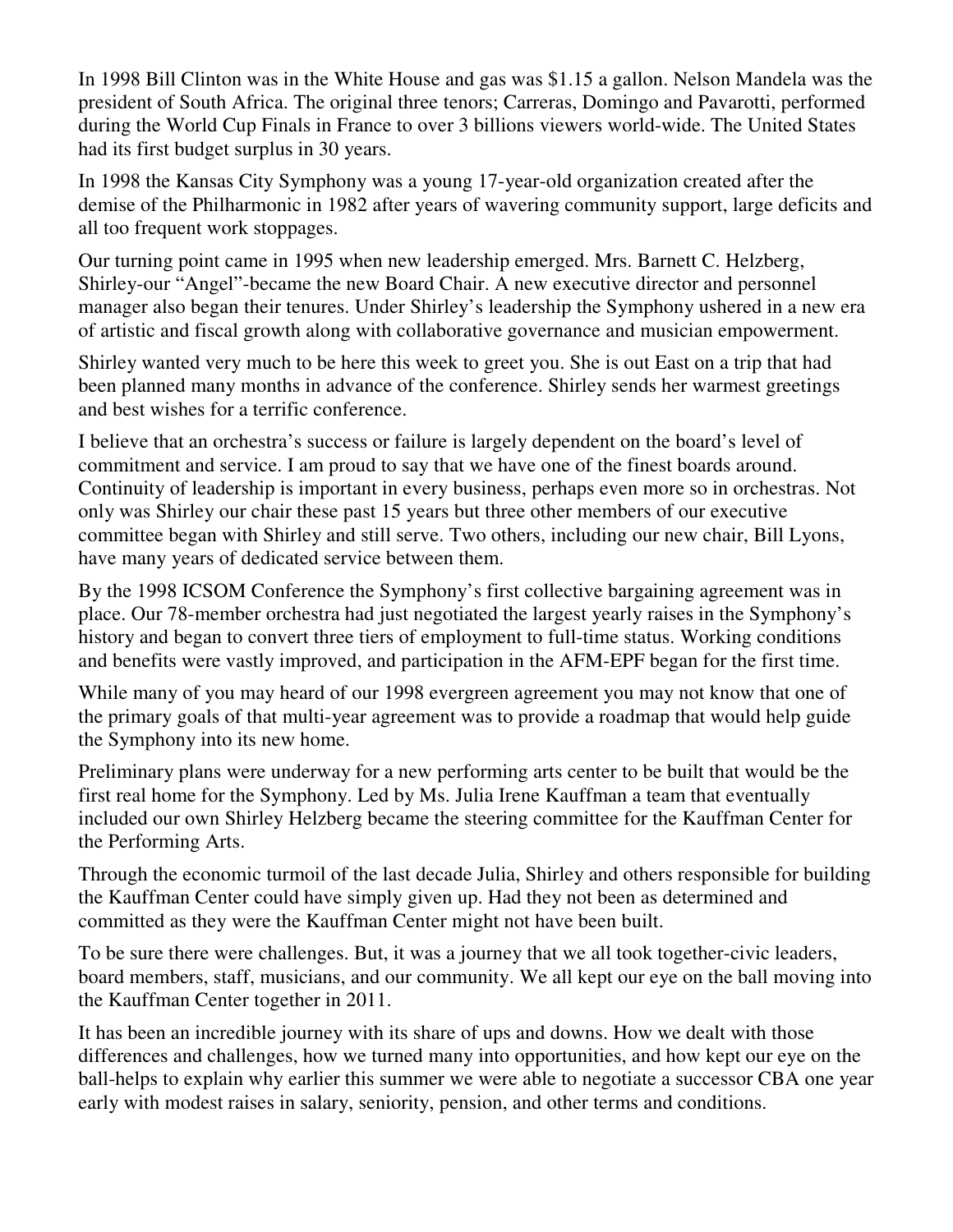In 1998 Bill Clinton was in the White House and gas was $1.15 a gallon. Nelson Mandela was the president of South Africa. The original three tenors; Carreras, Domingo and Pavarotti, performed during the World Cup Finals in France to over 3 billions viewers world-wide. The United States had its first budget surplus in 30 years.

In 1998 the Kansas City Symphony was a young 17-year-old organization created after the demise of the Philharmonic in 1982 after years of wavering community support, large deficits and all too frequent work stoppages.

Our turning point came in 1995 when new leadership emerged. Mrs. Barnett C. Helzberg, Shirley-our "Angel"-became the new Board Chair. A new executive director and personnel manager also began their tenures. Under Shirley's leadership the Symphony ushered in a new era of artistic and fiscal growth along with collaborative governance and musician empowerment.

Shirley wanted very much to be here this week to greet you. She is out East on a trip that had been planned many months in advance of the conference. Shirley sends her warmest greetings and best wishes for a terrific conference.

I believe that an orchestra's success or failure is largely dependent on the board's level of commitment and service. I am proud to say that we have one of the finest boards around. Continuity of leadership is important in every business, perhaps even more so in orchestras. Not only was Shirley our chair these past 15 years but three other members of our executive committee began with Shirley and still serve. Two others, including our new chair, Bill Lyons, have many years of dedicated service between them.

By the 1998 ICSOM Conference the Symphony's first collective bargaining agreement was in place. Our 78-member orchestra had just negotiated the largest yearly raises in the Symphony's history and began to convert three tiers of employment to full-time status. Working conditions and benefits were vastly improved, and participation in the AFM-EPF began for the first time.

While many of you may heard of our 1998 evergreen agreement you may not know that one of the primary goals of that multi-year agreement was to provide a roadmap that would help guide the Symphony into its new home.

Preliminary plans were underway for a new performing arts center to be built that would be the first real home for the Symphony. Led by Ms. Julia Irene Kauffman a team that eventually included our own Shirley Helzberg became the steering committee for the Kauffman Center for the Performing Arts.

Through the economic turmoil of the last decade Julia, Shirley and others responsible for building the Kauffman Center could have simply given up. Had they not been as determined and committed as they were the Kauffman Center might not have been built.

To be sure there were challenges. But, it was a journey that we all took together-civic leaders, board members, staff, musicians, and our community. We all kept our eye on the ball moving into the Kauffman Center together in 2011.

It has been an incredible journey with its share of ups and downs. How we dealt with those differences and challenges, how we turned many into opportunities, and how kept our eye on the ball-helps to explain why earlier this summer we were able to negotiate a successor CBA one year early with modest raises in salary, seniority, pension, and other terms and conditions.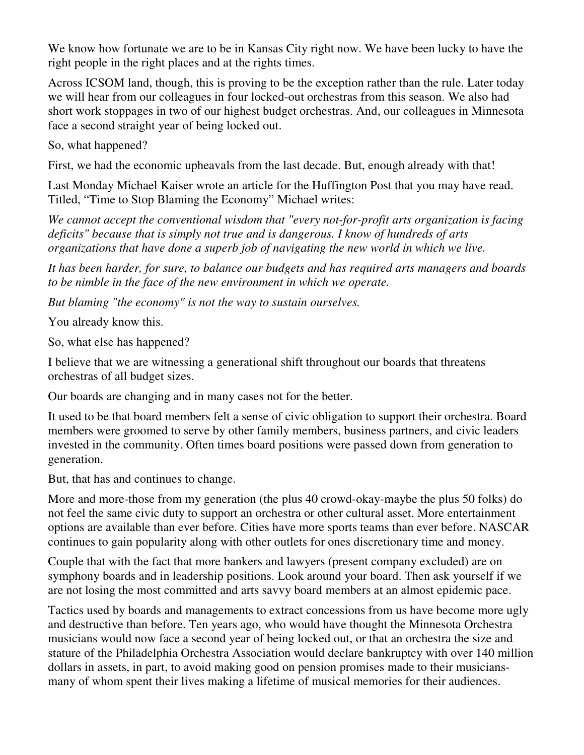We know how fortunate we are to be in Kansas City right now. We have been lucky to have the right people in the right places and at the rights times.

Across ICSOM land, though, this is proving to be the exception rather than the rule. Later today we will hear from our colleagues in four locked-out orchestras from this season. We also had short work stoppages in two of our highest budget orchestras. And, our colleagues in Minnesota face a second straight year of being locked out.

So, what happened?

First, we had the economic upheavals from the last decade. But, enough already with that!

Last Monday Michael Kaiser wrote an article for the Huffington Post that you may have read. Titled, "Time to Stop Blaming the Economy" Michael writes:

*We cannot accept the conventional wisdom that "every not-for-profit arts organization is facing deficits" because that is simply not true and is dangerous. I know of hundreds of arts organizations that have done a superb job of navigating the new world in which we live.*

*It has been harder, for sure, to balance our budgets and has required arts managers and boards to be nimble in the face of the new environment in which we operate.*

*But blaming "the economy" is not the way to sustain ourselves.*

You already know this.

So, what else has happened?

I believe that we are witnessing a generational shift throughout our boards that threatens orchestras of all budget sizes.

Our boards are changing and in many cases not for the better.

It used to be that board members felt a sense of civic obligation to support their orchestra. Board members were groomed to serve by other family members, business partners, and civic leaders invested in the community. Often times board positions were passed down from generation to generation.

But, that has and continues to change.

More and more-those from my generation (the plus 40 crowd-okay-maybe the plus 50 folks) do not feel the same civic duty to support an orchestra or other cultural asset. More entertainment options are available than ever before. Cities have more sports teams than ever before. NASCAR continues to gain popularity along with other outlets for ones discretionary time and money.

Couple that with the fact that more bankers and lawyers (present company excluded) are on symphony boards and in leadership positions. Look around your board. Then ask yourself if we are not losing the most committed and arts savvy board members at an almost epidemic pace.

Tactics used by boards and managements to extract concessions from us have become more ugly and destructive than before. Ten years ago, who would have thought the Minnesota Orchestra musicians would now face a second year of being locked out, or that an orchestra the size and stature of the Philadelphia Orchestra Association would declare bankruptcy with over 140 million dollars in assets, in part, to avoid making good on pension promises made to their musicians-many of whom spent their lives making a lifetime of musical memories for their audiences.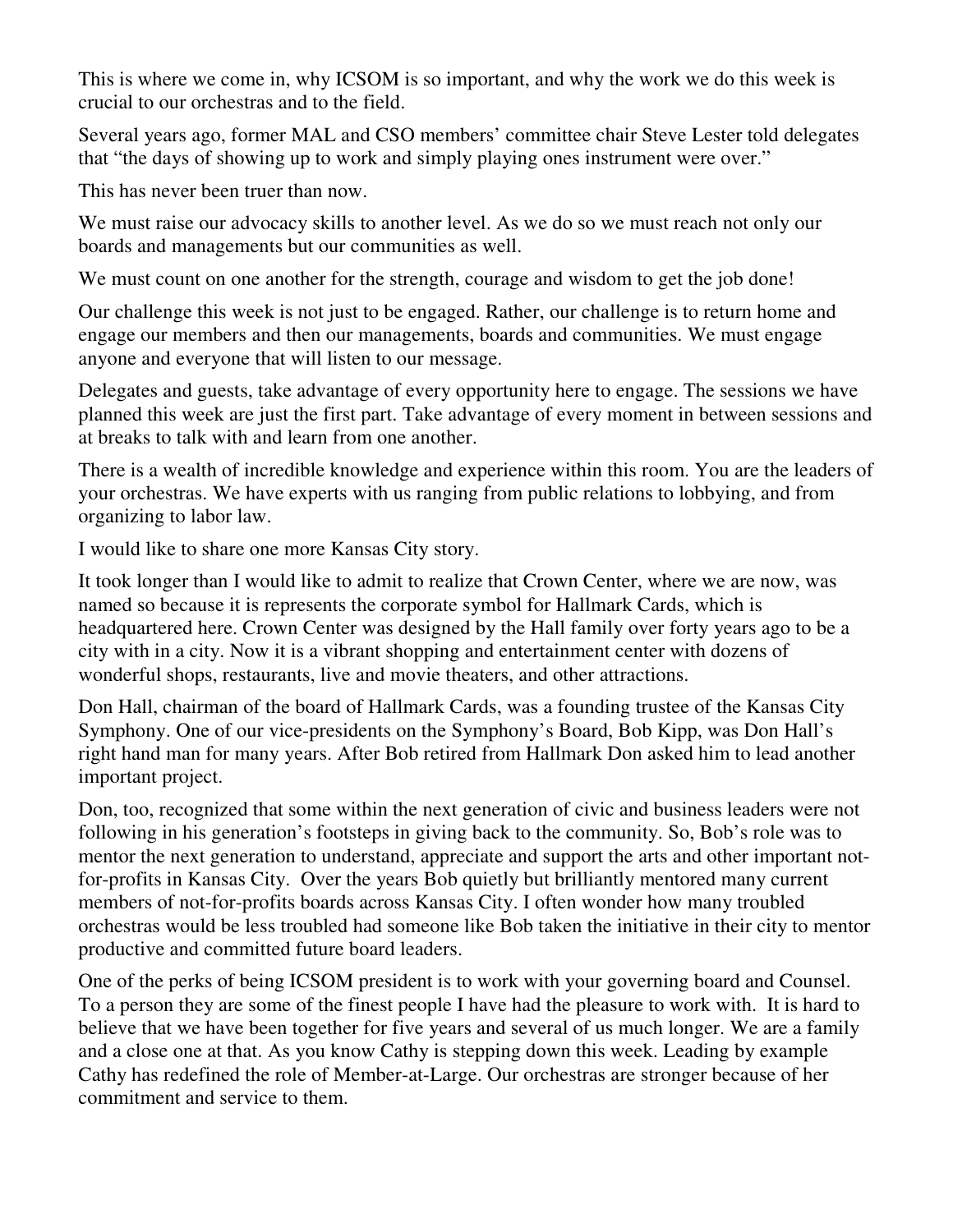This is where we come in, why ICSOM is so important, and why the work we do this week is crucial to our orchestras and to the field.

Several years ago, former MAL and CSO members' committee chair Steve Lester told delegates that "the days of showing up to work and simply playing ones instrument were over."

This has never been truer than now.

We must raise our advocacy skills to another level. As we do so we must reach not only our boards and managements but our communities as well.

We must count on one another for the strength, courage and wisdom to get the job done!

Our challenge this week is not just to be engaged. Rather, our challenge is to return home and engage our members and then our managements, boards and communities. We must engage anyone and everyone that will listen to our message.

Delegates and guests, take advantage of every opportunity here to engage. The sessions we have planned this week are just the first part. Take advantage of every moment in between sessions and at breaks to talk with and learn from one another.

There is a wealth of incredible knowledge and experience within this room. You are the leaders of your orchestras. We have experts with us ranging from public relations to lobbying, and from organizing to labor law.

I would like to share one more Kansas City story.

It took longer than I would like to admit to realize that Crown Center, where we are now, was named so because it is represents the corporate symbol for Hallmark Cards, which is headquartered here. Crown Center was designed by the Hall family over forty years ago to be a city with in a city. Now it is a vibrant shopping and entertainment center with dozens of wonderful shops, restaurants, live and movie theaters, and other attractions.

Don Hall, chairman of the board of Hallmark Cards, was a founding trustee of the Kansas City Symphony. One of our vice-presidents on the Symphony's Board, Bob Kipp, was Don Hall's right hand man for many years. After Bob retired from Hallmark Don asked him to lead another important project.

Don, too, recognized that some within the next generation of civic and business leaders were not following in his generation's footsteps in giving back to the community. So, Bob's role was to mentor the next generation to understand, appreciate and support the arts and other important not-for-profits in Kansas City. Over the years Bob quietly but brilliantly mentored many current members of not-for-profits boards across Kansas City. I often wonder how many troubled orchestras would be less troubled had someone like Bob taken the initiative in their city to mentor productive and committed future board leaders.

One of the perks of being ICSOM president is to work with your governing board and Counsel. To a person they are some of the finest people I have had the pleasure to work with. It is hard to believe that we have been together for five years and several of us much longer. We are a family and a close one at that. As you know Cathy is stepping down this week. Leading by example Cathy has redefined the role of Member-at-Large. Our orchestras are stronger because of her commitment and service to them.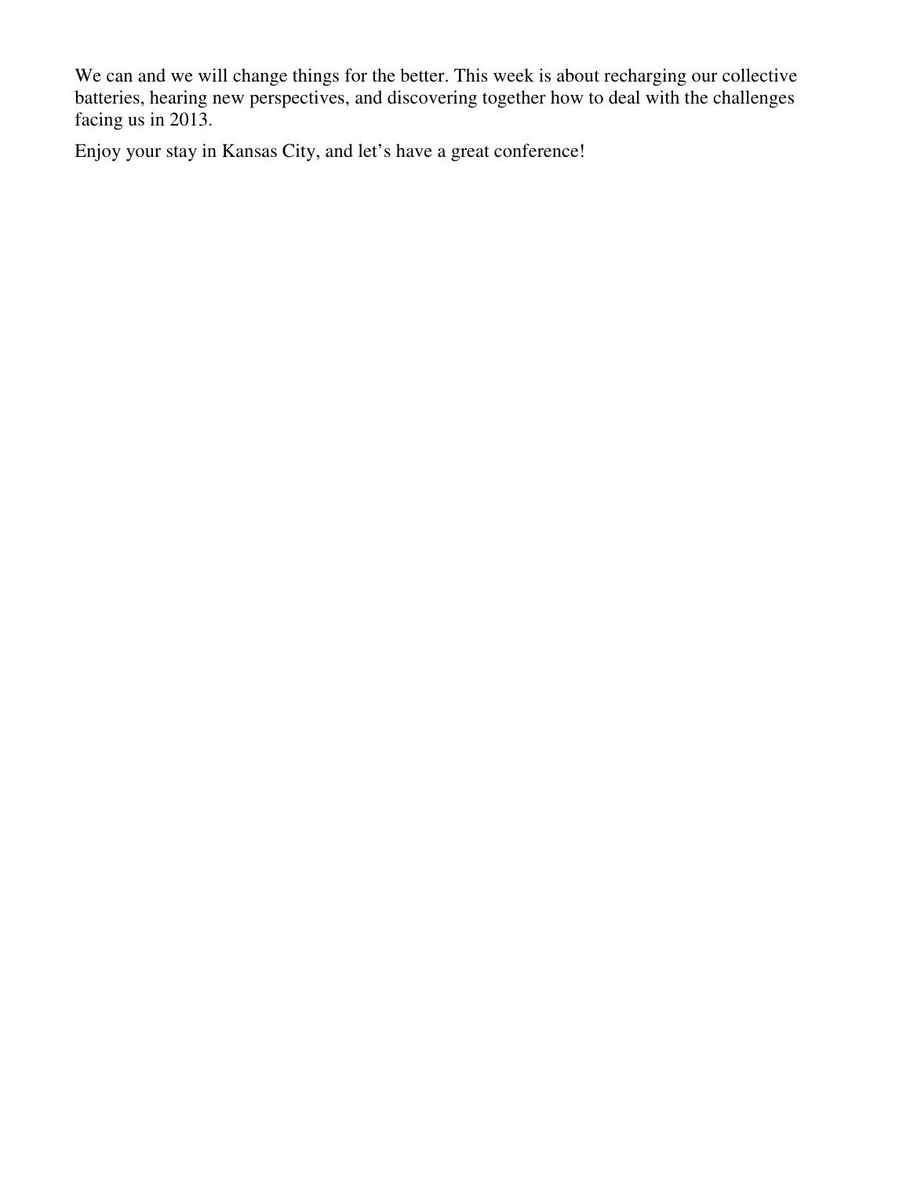We can and we will change things for the better. This week is about recharging our collective batteries, hearing new perspectives, and discovering together how to deal with the challenges facing us in 2013.

Enjoy your stay in Kansas City, and let's have a great conference!